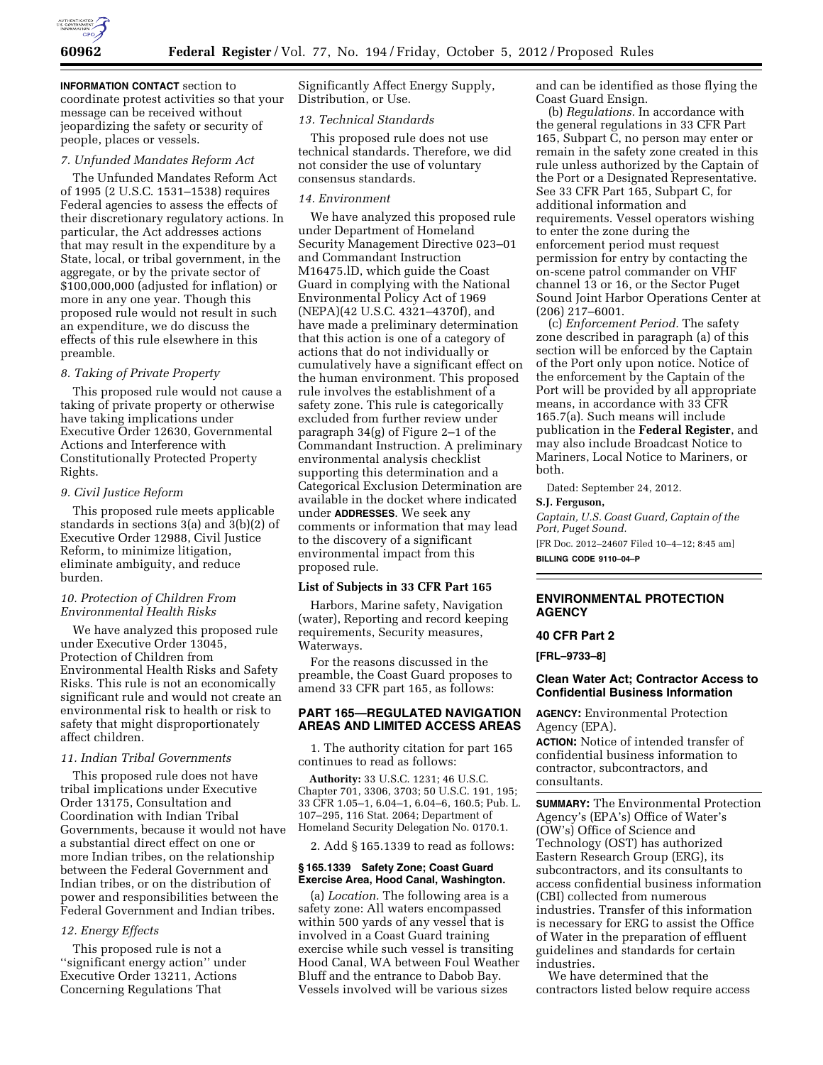**INFORMATION CONTACT** section to coordinate protest activities so that your message can be received without jeopardizing the safety or security of people, places or vessels.

*7. Unfunded Mandates Reform Act*

The Unfunded Mandates Reform Act of 1995 (2 U.S.C. 1531–1538) requires Federal agencies to assess the effects of their discretionary regulatory actions. In particular, the Act addresses actions that may result in the expenditure by a State, local, or tribal government, in the aggregate, or by the private sector of $100,000,000 (adjusted for inflation) or more in any one year. Though this proposed rule would not result in such an expenditure, we do discuss the effects of this rule elsewhere in this preamble.

*8. Taking of Private Property*

This proposed rule would not cause a taking of private property or otherwise have taking implications under Executive Order 12630, Governmental Actions and Interference with Constitutionally Protected Property Rights.

*9. Civil Justice Reform*

This proposed rule meets applicable standards in sections 3(a) and 3(b)(2) of Executive Order 12988, Civil Justice Reform, to minimize litigation, eliminate ambiguity, and reduce burden.

*10. Protection of Children From Environmental Health Risks*

We have analyzed this proposed rule under Executive Order 13045, Protection of Children from Environmental Health Risks and Safety Risks. This rule is not an economically significant rule and would not create an environmental risk to health or risk to safety that might disproportionately affect children.

*11. Indian Tribal Governments*

This proposed rule does not have tribal implications under Executive Order 13175, Consultation and Coordination with Indian Tribal Governments, because it would not have a substantial direct effect on one or more Indian tribes, on the relationship between the Federal Government and Indian tribes, or on the distribution of power and responsibilities between the Federal Government and Indian tribes.

*12. Energy Effects*

This proposed rule is not a ''significant energy action'' under Executive Order 13211, Actions Concerning Regulations That Significantly Affect Energy Supply, Distribution, or Use.

*13. Technical Standards*

This proposed rule does not use technical standards. Therefore, we did not consider the use of voluntary consensus standards.

*14. Environment*

We have analyzed this proposed rule under Department of Homeland Security Management Directive 023–01 and Commandant Instruction M16475.lD, which guide the Coast Guard in complying with the National Environmental Policy Act of 1969 (NEPA)(42 U.S.C. 4321–4370f), and have made a preliminary determination that this action is one of a category of actions that do not individually or cumulatively have a significant effect on the human environment. This proposed rule involves the establishment of a safety zone. This rule is categorically excluded from further review under paragraph 34(g) of Figure 2–1 of the Commandant Instruction. A preliminary environmental analysis checklist supporting this determination and a Categorical Exclusion Determination are available in the docket where indicated under **ADDRESSES**. We seek any comments or information that may lead to the discovery of a significant environmental impact from this proposed rule.

**List of Subjects in 33 CFR Part 165**

Harbors, Marine safety, Navigation (water), Reporting and record keeping requirements, Security measures, Waterways.

For the reasons discussed in the preamble, the Coast Guard proposes to amend 33 CFR part 165, as follows:

## PART 165—REGULATED NAVIGATION AREAS AND LIMITED ACCESS AREAS

1. The authority citation for part 165 continues to read as follows:

**Authority:** 33 U.S.C. 1231; 46 U.S.C. Chapter 701, 3306, 3703; 50 U.S.C. 191, 195; 33 CFR 1.05–1, 6.04–1, 6.04–6, 160.5; Pub. L. 107–295, 116 Stat. 2064; Department of Homeland Security Delegation No. 0170.1.

2. Add § 165.1339 to read as follows:

**§ 165.1339 Safety Zone; Coast Guard Exercise Area, Hood Canal, Washington.**

(a) *Location.* The following area is a safety zone: All waters encompassed within 500 yards of any vessel that is involved in a Coast Guard training exercise while such vessel is transiting Hood Canal, WA between Foul Weather Bluff and the entrance to Dabob Bay. Vessels involved will be various sizes and can be identified as those flying the Coast Guard Ensign.

(b) *Regulations.* In accordance with the general regulations in 33 CFR Part 165, Subpart C, no person may enter or remain in the safety zone created in this rule unless authorized by the Captain of the Port or a Designated Representative. See 33 CFR Part 165, Subpart C, for additional information and requirements. Vessel operators wishing to enter the zone during the enforcement period must request permission for entry by contacting the on-scene patrol commander on VHF channel 13 or 16, or the Sector Puget Sound Joint Harbor Operations Center at (206) 217–6001.

(c) *Enforcement Period.* The safety zone described in paragraph (a) of this section will be enforced by the Captain of the Port only upon notice. Notice of the enforcement by the Captain of the Port will be provided by all appropriate means, in accordance with 33 CFR 165.7(a). Such means will include publication in the **Federal Register**, and may also include Broadcast Notice to Mariners, Local Notice to Mariners, or both.

Dated: September 24, 2012.

**S.J. Ferguson,**

*Captain, U.S. Coast Guard, Captain of the Port, Puget Sound.*

[FR Doc. 2012–24607 Filed 10–4–12; 8:45 am]

**BILLING CODE 9110–04–P**

## ENVIRONMENTAL PROTECTION AGENCY

### 40 CFR Part 2

**[FRL–9733–8]**

### Clean Water Act; Contractor Access to Confidential Business Information

**AGENCY:** Environmental Protection Agency (EPA).

**ACTION:** Notice of intended transfer of confidential business information to contractor, subcontractors, and consultants.

**SUMMARY:** The Environmental Protection Agency's (EPA's) Office of Water's (OW's) Office of Science and Technology (OST) has authorized Eastern Research Group (ERG), its subcontractors, and its consultants to access confidential business information (CBI) collected from numerous industries. Transfer of this information is necessary for ERG to assist the Office of Water in the preparation of effluent guidelines and standards for certain industries.

We have determined that the contractors listed below require access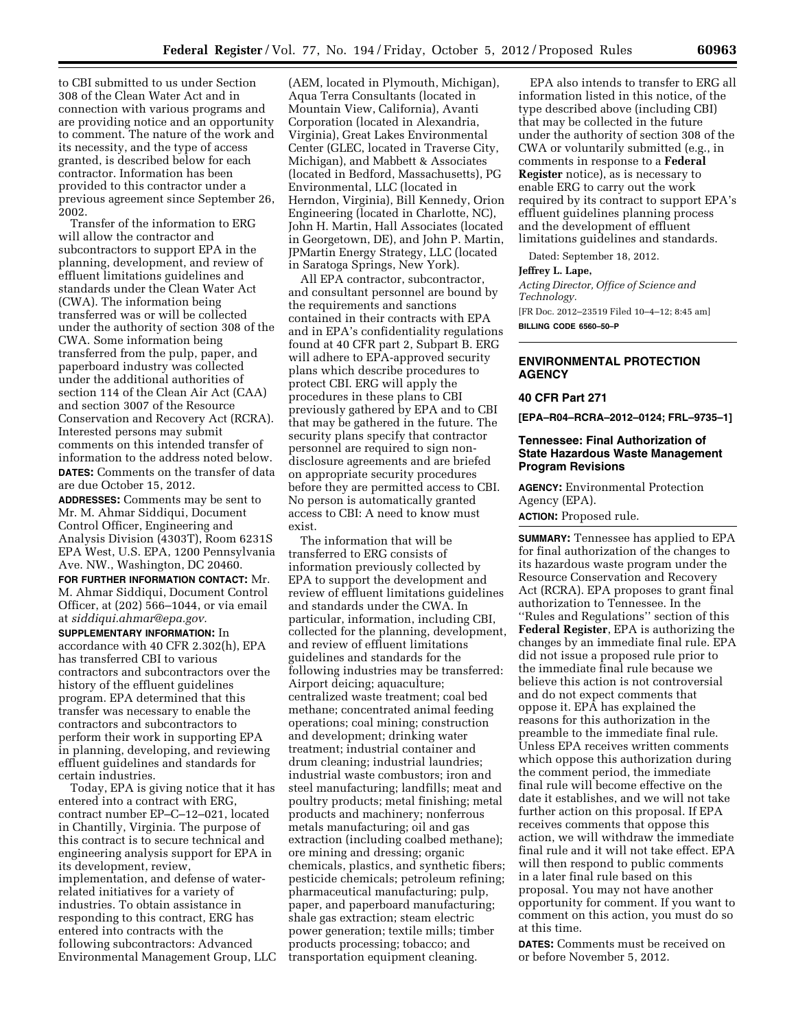to CBI submitted to us under Section 308 of the Clean Water Act and in connection with various programs and are providing notice and an opportunity to comment. The nature of the work and its necessity, and the type of access granted, is described below for each contractor. Information has been provided to this contractor under a previous agreement since September 26, 2002.

Transfer of the information to ERG will allow the contractor and subcontractors to support EPA in the planning, development, and review of effluent limitations guidelines and standards under the Clean Water Act (CWA). The information being transferred was or will be collected under the authority of section 308 of the CWA. Some information being transferred from the pulp, paper, and paperboard industry was collected under the additional authorities of section 114 of the Clean Air Act (CAA) and section 3007 of the Resource Conservation and Recovery Act (RCRA). Interested persons may submit comments on this intended transfer of information to the address noted below.

**DATES:** Comments on the transfer of data are due October 15, 2012.

**ADDRESSES:** Comments may be sent to Mr. M. Ahmar Siddiqui, Document Control Officer, Engineering and Analysis Division (4303T), Room 6231S EPA West, U.S. EPA, 1200 Pennsylvania Ave. NW., Washington, DC 20460.

**FOR FURTHER INFORMATION CONTACT:** Mr. M. Ahmar Siddiqui, Document Control Officer, at (202) 566–1044, or via email at *siddiqui.ahmar@epa.gov.*

**SUPPLEMENTARY INFORMATION:** In accordance with 40 CFR 2.302(h), EPA has transferred CBI to various contractors and subcontractors over the history of the effluent guidelines program. EPA determined that this transfer was necessary to enable the contractors and subcontractors to perform their work in supporting EPA in planning, developing, and reviewing effluent guidelines and standards for certain industries.

Today, EPA is giving notice that it has entered into a contract with ERG, contract number EP–C–12–021, located in Chantilly, Virginia. The purpose of this contract is to secure technical and engineering analysis support for EPA in its development, review, implementation, and defense of water-related initiatives for a variety of industries. To obtain assistance in responding to this contract, ERG has entered into contracts with the following subcontractors: Advanced Environmental Management Group, LLC (AEM, located in Plymouth, Michigan), Aqua Terra Consultants (located in Mountain View, California), Avanti Corporation (located in Alexandria, Virginia), Great Lakes Environmental Center (GLEC, located in Traverse City, Michigan), and Mabbett & Associates (located in Bedford, Massachusetts), PG Environmental, LLC (located in Herndon, Virginia), Bill Kennedy, Orion Engineering (located in Charlotte, NC), John H. Martin, Hall Associates (located in Georgetown, DE), and John P. Martin, JPMartin Energy Strategy, LLC (located in Saratoga Springs, New York).

All EPA contractor, subcontractor, and consultant personnel are bound by the requirements and sanctions contained in their contracts with EPA and in EPA's confidentiality regulations found at 40 CFR part 2, Subpart B. ERG will adhere to EPA-approved security plans which describe procedures to protect CBI. ERG will apply the procedures in these plans to CBI previously gathered by EPA and to CBI that may be gathered in the future. The security plans specify that contractor personnel are required to sign non-disclosure agreements and are briefed on appropriate security procedures before they are permitted access to CBI. No person is automatically granted access to CBI: A need to know must exist.

The information that will be transferred to ERG consists of information previously collected by EPA to support the development and review of effluent limitations guidelines and standards under the CWA. In particular, information, including CBI, collected for the planning, development, and review of effluent limitations guidelines and standards for the following industries may be transferred: Airport deicing; aquaculture; centralized waste treatment; coal bed methane; concentrated animal feeding operations; coal mining; construction and development; drinking water treatment; industrial container and drum cleaning; industrial laundries; industrial waste combustors; iron and steel manufacturing; landfills; meat and poultry products; metal finishing; metal products and machinery; nonferrous metals manufacturing; oil and gas extraction (including coalbed methane); ore mining and dressing; organic chemicals, plastics, and synthetic fibers; pesticide chemicals; petroleum refining; pharmaceutical manufacturing; pulp, paper, and paperboard manufacturing; shale gas extraction; steam electric power generation; textile mills; timber products processing; tobacco; and transportation equipment cleaning.

EPA also intends to transfer to ERG all information listed in this notice, of the type described above (including CBI) that may be collected in the future under the authority of section 308 of the CWA or voluntarily submitted (e.g., in comments in response to a **Federal Register** notice), as is necessary to enable ERG to carry out the work required by its contract to support EPA's effluent guidelines planning process and the development of effluent limitations guidelines and standards.

Dated: September 18, 2012.

**Jeffrey L. Lape,**

*Acting Director, Office of Science and Technology.*

[FR Doc. 2012–23519 Filed 10–4–12; 8:45 am]

**BILLING CODE 6560–50–P**

---

## ENVIRONMENTAL PROTECTION AGENCY

### 40 CFR Part 271

**[EPA–R04–RCRA–2012–0124; FRL–9735–1]**

### Tennessee: Final Authorization of State Hazardous Waste Management Program Revisions

**AGENCY:** Environmental Protection Agency (EPA).

**ACTION:** Proposed rule.

**SUMMARY:** Tennessee has applied to EPA for final authorization of the changes to its hazardous waste program under the Resource Conservation and Recovery Act (RCRA). EPA proposes to grant final authorization to Tennessee. In the ''Rules and Regulations'' section of this **Federal Register**, EPA is authorizing the changes by an immediate final rule. EPA did not issue a proposed rule prior to the immediate final rule because we believe this action is not controversial and do not expect comments that oppose it. EPA has explained the reasons for this authorization in the preamble to the immediate final rule. Unless EPA receives written comments which oppose this authorization during the comment period, the immediate final rule will become effective on the date it establishes, and we will not take further action on this proposal. If EPA receives comments that oppose this action, we will withdraw the immediate final rule and it will not take effect. EPA will then respond to public comments in a later final rule based on this proposal. You may not have another opportunity for comment. If you want to comment on this action, you must do so at this time.

**DATES:** Comments must be received on or before November 5, 2012.